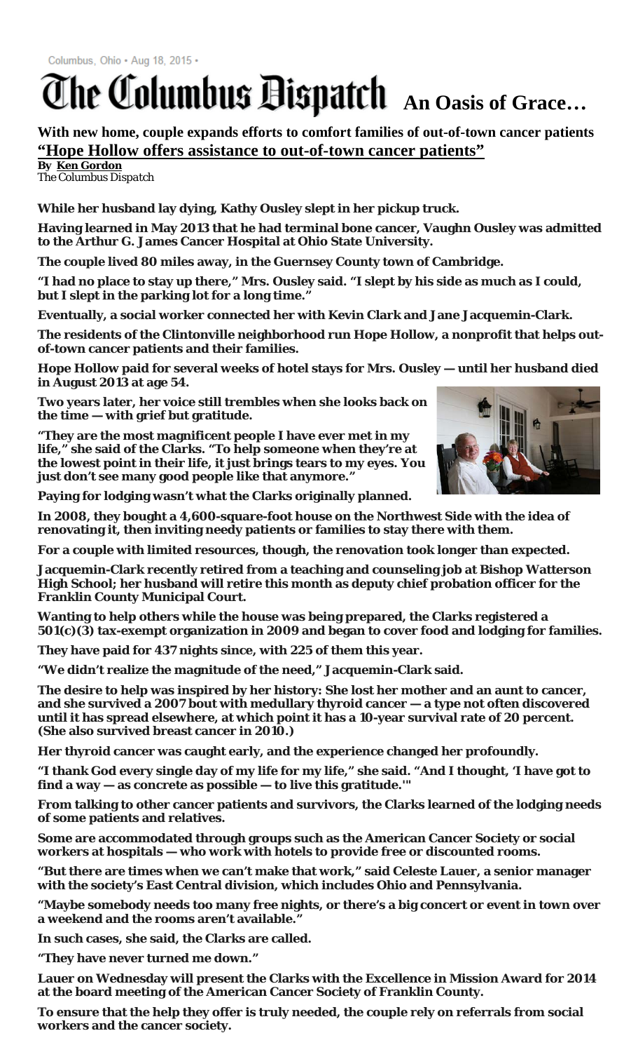Columbus, Ohio • Aug 18, 2015 •

# The Columbus Dispatch **An Oasis of Grace…**

**With new home, couple expands efforts to comfort families of out-of-town cancer patients**

## "Hope Hollow offers assistance to out-of-town cancer patients"

**By Ken Gordon**
The Columbus Dispatch

**While her husband lay dying, Kathy Ousley slept in her pickup truck.**

**Having learned in May 2013 that he had terminal bone cancer, Vaughn Ousley was admitted to the Arthur G. James Cancer Hospital at Ohio State University.**

**The couple lived 80 miles away, in the Guernsey County town of Cambridge.**

**"I had no place to stay up there," Mrs. Ousley said. "I slept by his side as much as I could, but I slept in the parking lot for a long time."**

**Eventually, a social worker connected her with Kevin Clark and Jane Jacquemin-Clark.**

**The residents of the Clintonville neighborhood run Hope Hollow, a nonprofit that helps out-of-town cancer patients and their families.**

**Hope Hollow paid for several weeks of hotel stays for Mrs. Ousley — until her husband died in August 2013 at age 54.**

**Two years later, her voice still trembles when she looks back on the time — with grief but gratitude.**

**"They are the most magnificent people I have ever met in my life," she said of the Clarks. "To help someone when they're at the lowest point in their life, it just brings tears to my eyes. You just don't see many good people like that anymore."**

**Paying for lodging wasn't what the Clarks originally planned.**

**In 2008, they bought a 4,600-square-foot house on the Northwest Side with the idea of renovating it, then inviting needy patients or families to stay there with them.**

**For a couple with limited resources, though, the renovation took longer than expected.**

**Jacquemin-Clark recently retired from a teaching and counseling job at Bishop Watterson High School; her husband will retire this month as deputy chief probation officer for the Franklin County Municipal Court.**

**Wanting to help others while the house was being prepared, the Clarks registered a 501(c)(3) tax-exempt organization in 2009 and began to cover food and lodging for families.**

**They have paid for 437 nights since, with 225 of them this year.**

**"We didn't realize the magnitude of the need," Jacquemin-Clark said.**

**The desire to help was inspired by her history: She lost her mother and an aunt to cancer, and she survived a 2007 bout with medullary thyroid cancer — a type not often discovered until it has spread elsewhere, at which point it has a 10-year survival rate of 20 percent. (She also survived breast cancer in 2010.)**

**Her thyroid cancer was caught early, and the experience changed her profoundly.**

**"I thank God every single day of my life for my life," she said. "And I thought, 'I have got to find a way — as concrete as possible — to live this gratitude.'"**

**From talking to other cancer patients and survivors, the Clarks learned of the lodging needs of some patients and relatives.**

**Some are accommodated through groups such as the American Cancer Society or social workers at hospitals — who work with hotels to provide free or discounted rooms.**

**"But there are times when we can't make that work," said Celeste Lauer, a senior manager with the society's East Central division, which includes Ohio and Pennsylvania.**

**"Maybe somebody needs too many free nights, or there's a big concert or event in town over a weekend and the rooms aren't available."**

**In such cases, she said, the Clarks are called.**

**"They have never turned me down."**

**Lauer on Wednesday will present the Clarks with the Excellence in Mission Award for 2014 at the board meeting of the American Cancer Society of Franklin County.**

**To ensure that the help they offer is truly needed, the couple rely on referrals from social workers and the cancer society.**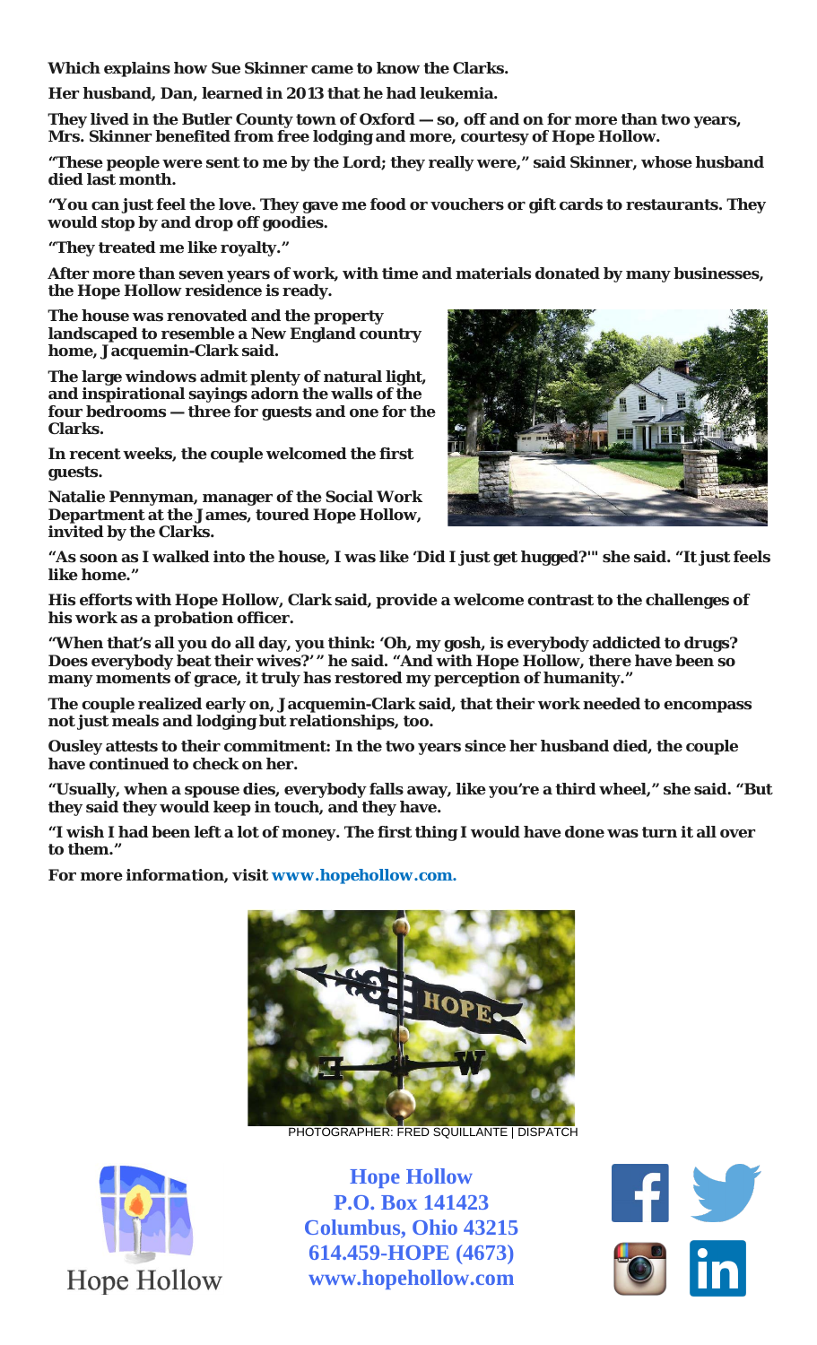**Which explains how Sue Skinner came to know the Clarks.**

**Her husband, Dan, learned in 2013 that he had leukemia.**

**They lived in the Butler County town of Oxford — so, off and on for more than two years, Mrs. Skinner benefited from free lodging and more, courtesy of Hope Hollow.**

**“These people were sent to me by the Lord; they really were,” said Skinner, whose husband died last month.**

**“You can just feel the love. They gave me food or vouchers or gift cards to restaurants. They would stop by and drop off goodies.**

**“They treated me like royalty.”**

**After more than seven years of work, with time and materials donated by many businesses, the Hope Hollow residence is ready.**

**The house was renovated and the property landscaped to resemble a New England country home, Jacquemin-Clark said.**

**The large windows admit plenty of natural light, and inspirational sayings adorn the walls of the four bedrooms — three for guests and one for the Clarks.**

**In recent weeks, the couple welcomed the first guests.**

**Natalie Pennyman, manager of the Social Work Department at the James, toured Hope Hollow, invited by the Clarks.**

**“As soon as I walked into the house, I was like ‘Did I just get hugged?’" she said. “It just feels like home.”**

**His efforts with Hope Hollow, Clark said, provide a welcome contrast to the challenges of his work as a probation officer.**

**“When that’s all you do all day, you think: ‘Oh, my gosh, is everybody addicted to drugs? Does everybody beat their wives?’ ” he said. “And with Hope Hollow, there have been so many moments of grace, it truly has restored my perception of humanity.”**

**The couple realized early on, Jacquemin-Clark said, that their work needed to encompass not just meals and lodging but relationships, too.**

**Ousley attests to their commitment: In the two years since her husband died, the couple have continued to check on her.**

**“Usually, when a spouse dies, everybody falls away, like you’re a third wheel,” she said. “But they said they would keep in touch, and they have.**

**“I wish I had been left a lot of money. The first thing I would have done was turn it all over to them.”**

**For more information, visit www.hopehollow.com.**

PHOTOGRAPHER: FRED SQUILLANTE | DISPATCH

Hope Hollow

**Hope Hollow**
**P.O. Box 141423**
**Columbus, Ohio 43215**
**614.459-HOPE (4673)**
**www.hopehollow.com**